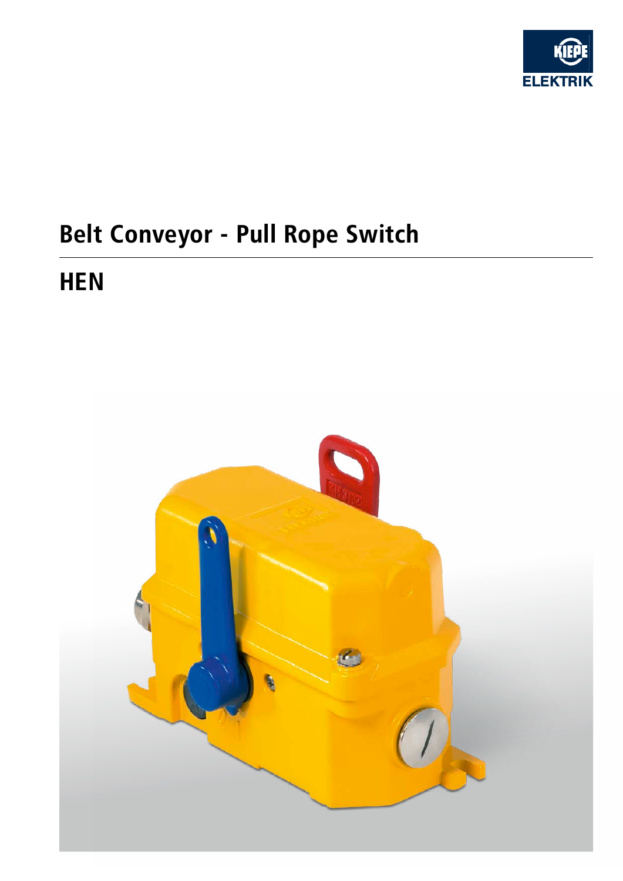# Belt Conveyor - Pull Rope Switch

## HEN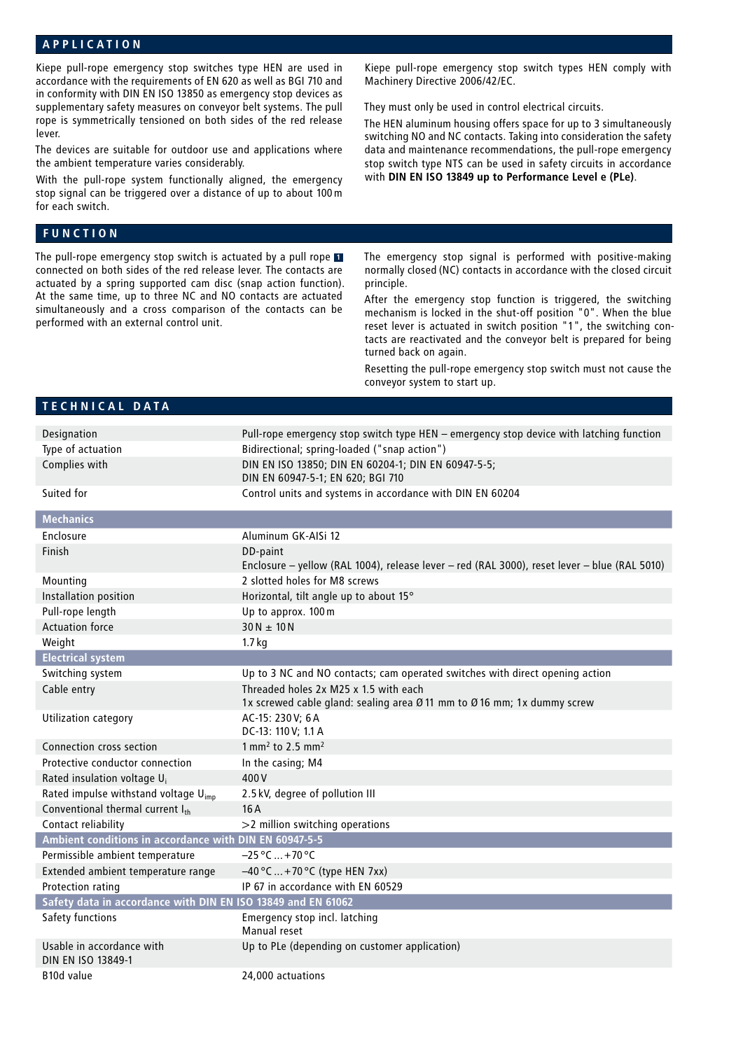## APPLICATION

Kiepe pull-rope emergency stop switches type HEN are used in accordance with the requirements of EN 620 as well as BGI 710 and in conformity with DIN EN ISO 13850 as emergency stop devices as supplementary safety measures on conveyor belt systems. The pull rope is symmetrically tensioned on both sides of the red release lever.

The devices are suitable for outdoor use and applications where the ambient temperature varies considerably.

With the pull-rope system functionally aligned, the emergency stop signal can be triggered over a distance of up to about 100 m for each switch.

Kiepe pull-rope emergency stop switch types HEN comply with Machinery Directive 2006/42/EC.

They must only be used in control electrical circuits.

The HEN aluminum housing offers space for up to 3 simultaneously switching NO and NC contacts. Taking into consideration the safety data and maintenance recommendations, the pull-rope emergency stop switch type NTS can be used in safety circuits in accordance with **DIN EN ISO 13849 up to Performance Level e (PLe)**.

## FUNCTION

The pull-rope emergency stop switch is actuated by a pull rope **1** connected on both sides of the red release lever. The contacts are actuated by a spring supported cam disc (snap action function). At the same time, up to three NC and NO contacts are actuated simultaneously and a cross comparison of the contacts can be performed with an external control unit.

The emergency stop signal is performed with positive-making normally closed (NC) contacts in accordance with the closed circuit principle.

After the emergency stop function is triggered, the switching mechanism is locked in the shut-off position "0". When the blue reset lever is actuated in switch position "1", the switching contacts are reactivated and the conveyor belt is prepared for being turned back on again.

Resetting the pull-rope emergency stop switch must not cause the conveyor system to start up.

## TECHNICAL DATA

| | |
|---|---|
| Designation | Pull-rope emergency stop switch type HEN – emergency stop device with latching function |
| Type of actuation | Bidirectional; spring-loaded ("snap action") |
| Complies with | DIN EN ISO 13850; DIN EN 60204-1; DIN EN 60947-5-5; DIN EN 60947-5-1; EN 620; BGI 710 |
| Suited for | Control units and systems in accordance with DIN EN 60204 |
| **Mechanics** | |
| Enclosure | Aluminum GK-AlSi 12 |
| Finish | DD-paint<br>Enclosure – yellow (RAL 1004), release lever – red (RAL 3000), reset lever – blue (RAL 5010) |
| Mounting | 2 slotted holes for M8 screws |
| Installation position | Horizontal, tilt angle up to about 15° |
| Pull-rope length | Up to approx. 100 m |
| Actuation force | 30 N ± 10 N |
| Weight | 1.7 kg |
| **Electrical system** | |
| Switching system | Up to 3 NC and NO contacts; cam operated switches with direct opening action |
| Cable entry | Threaded holes 2x M25 x 1.5 with each<br>1x screwed cable gland: sealing area Ø 11 mm to Ø 16 mm; 1x dummy screw |
| Utilization category | AC-15: 230 V; 6 A<br>DC-13: 110 V; 1.1 A |
| Connection cross section | 1 mm² to 2.5 mm² |
| Protective conductor connection | In the casing; M4 |
| Rated insulation voltage $U_i$ | 400 V |
| Rated impulse withstand voltage $U_{imp}$ | 2.5 kV, degree of pollution III |
| Conventional thermal current $I_{th}$ | 16 A |
| Contact reliability | >2 million switching operations |
| **Ambient conditions in accordance with DIN EN 60947-5-5** | |
| Permissible ambient temperature | –25 °C ... +70 °C |
| Extended ambient temperature range | –40 °C ... +70 °C (type HEN 7xx) |
| Protection rating | IP 67 in accordance with EN 60529 |
| **Safety data in accordance with DIN EN ISO 13849 and EN 61062** | |
| Safety functions | Emergency stop incl. latching<br>Manual reset |
| Usable in accordance with DIN EN ISO 13849-1 | Up to PLe (depending on customer application) |
| B10d value | 24,000 actuations |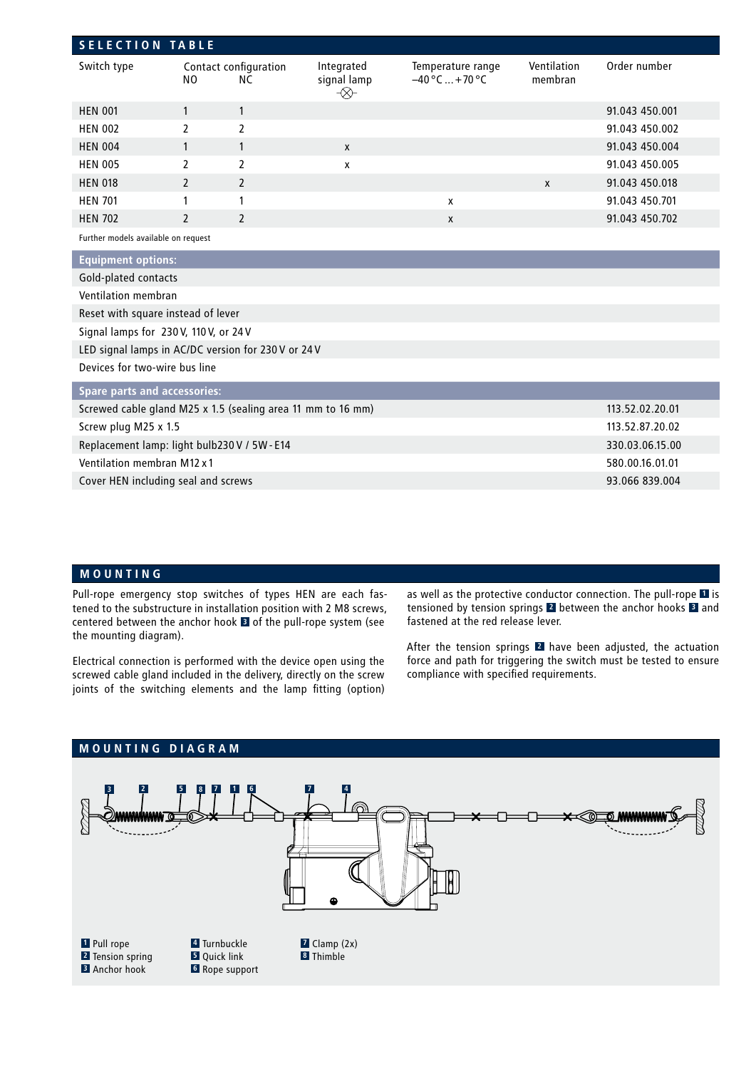## SELECTION TABLE

| Switch type | Contact configuration NO | NC | Integrated signal lamp | Temperature range −40 °C … +70 °C | Ventilation membran | Order number |
|---|---|---|---|---|---|---|
| HEN 001 | 1 | 1 | | | | 91.043 450.001 |
| HEN 002 | 2 | 2 | | | | 91.043 450.002 |
| HEN 004 | 1 | 1 | x | | | 91.043 450.004 |
| HEN 005 | 2 | 2 | x | | | 91.043 450.005 |
| HEN 018 | 2 | 2 | | | x | 91.043 450.018 |
| HEN 701 | 1 | 1 | | x | | 91.043 450.701 |
| HEN 702 | 2 | 2 | | x | | 91.043 450.702 |

Further models available on request

| Equipment options: |
|---|
| Gold-plated contacts |
| Ventilation membran |
| Reset with square instead of lever |
| Signal lamps for 230 V, 110 V, or 24 V |
| LED signal lamps in AC/DC version for 230 V or 24 V |
| Devices for two-wire bus line |

| Spare parts and accessories: | |
|---|---|
| Screwed cable gland M25 x 1.5 (sealing area 11 mm to 16 mm) | 113.52.02.20.01 |
| Screw plug M25 x 1.5 | 113.52.87.20.02 |
| Replacement lamp: light bulb230 V / 5W - E14 | 330.03.06.15.00 |
| Ventilation membran M12 x 1 | 580.00.16.01.01 |
| Cover HEN including seal and screws | 93.066 839.004 |

## MOUNTING

Pull-rope emergency stop switches of types HEN are each fastened to the substructure in installation position with 2 M8 screws, centered between the anchor hook 3 of the pull-rope system (see the mounting diagram).

Electrical connection is performed with the device open using the screwed cable gland included in the delivery, directly on the screw joints of the switching elements and the lamp fitting (option) as well as the protective conductor connection. The pull-rope 1 is tensioned by tension springs 2 between the anchor hooks 3 and fastened at the red release lever.

After the tension springs 2 have been adjusted, the actuation force and path for triggering the switch must be tested to ensure compliance with specified requirements.

## MOUNTING DIAGRAM

1 Pull rope
2 Tension spring
3 Anchor hook
4 Turnbuckle
5 Quick link
6 Rope support
7 Clamp (2x)
8 Thimble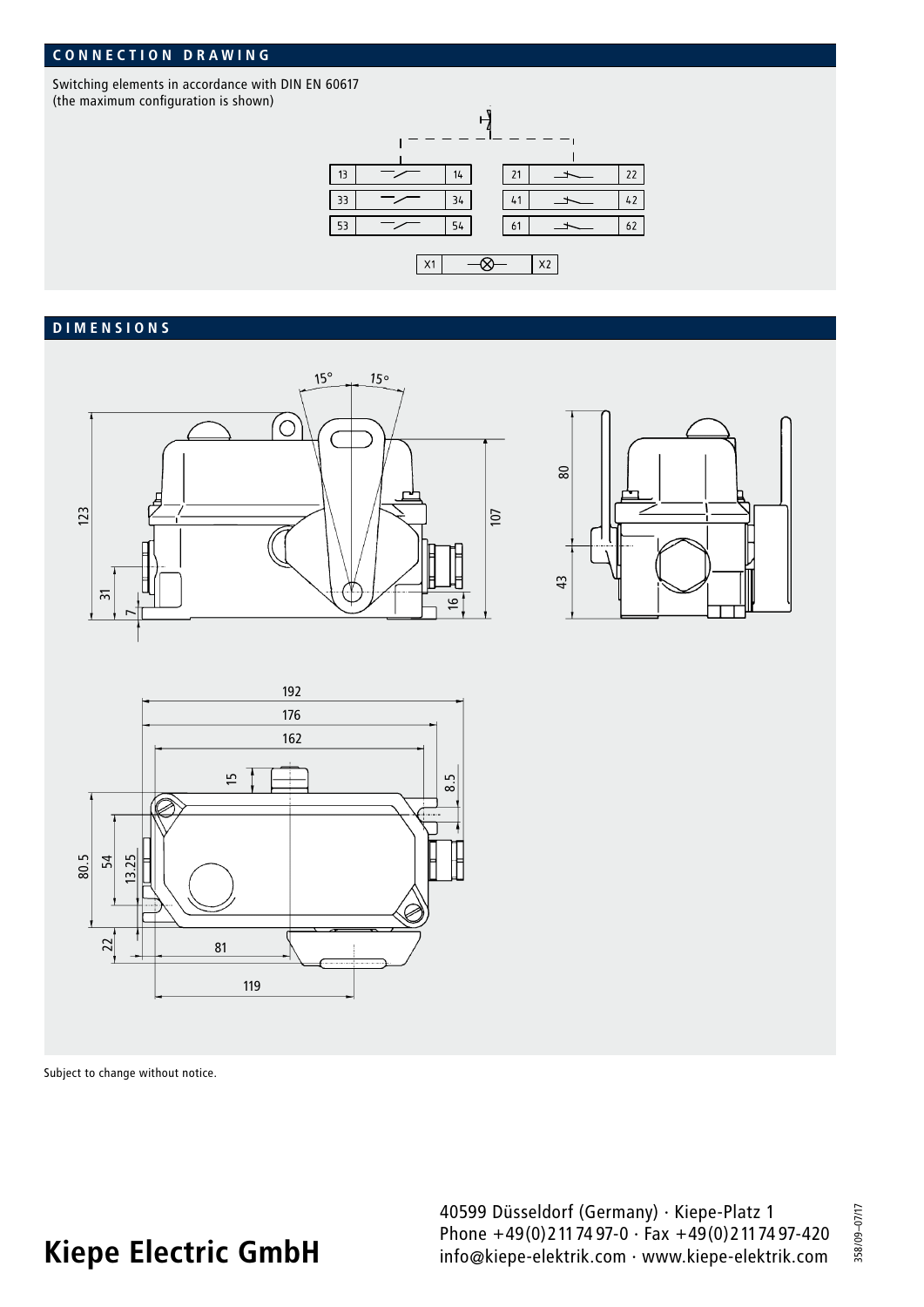## CONNECTION DRAWING

Switching elements in accordance with DIN EN 60617
(the maximum configuration is shown)

13 14
33 34
53 54
21 22
41 42
61 62
X1 X2

## DIMENSIONS

15°
15°
123
31
7
107
16
80
43
192
176
162
15
8.5
80.5
54
13.25
22
81
119

Subject to change without notice.

**Kiepe Electric GmbH**

40599 Düsseldorf (Germany) · Kiepe-Platz 1
Phone +49(0)211 74 97-0 · Fax +49(0)211 74 97-420
info@kiepe-elektrik.com · www.kiepe-elektrik.com

358/09–07/17